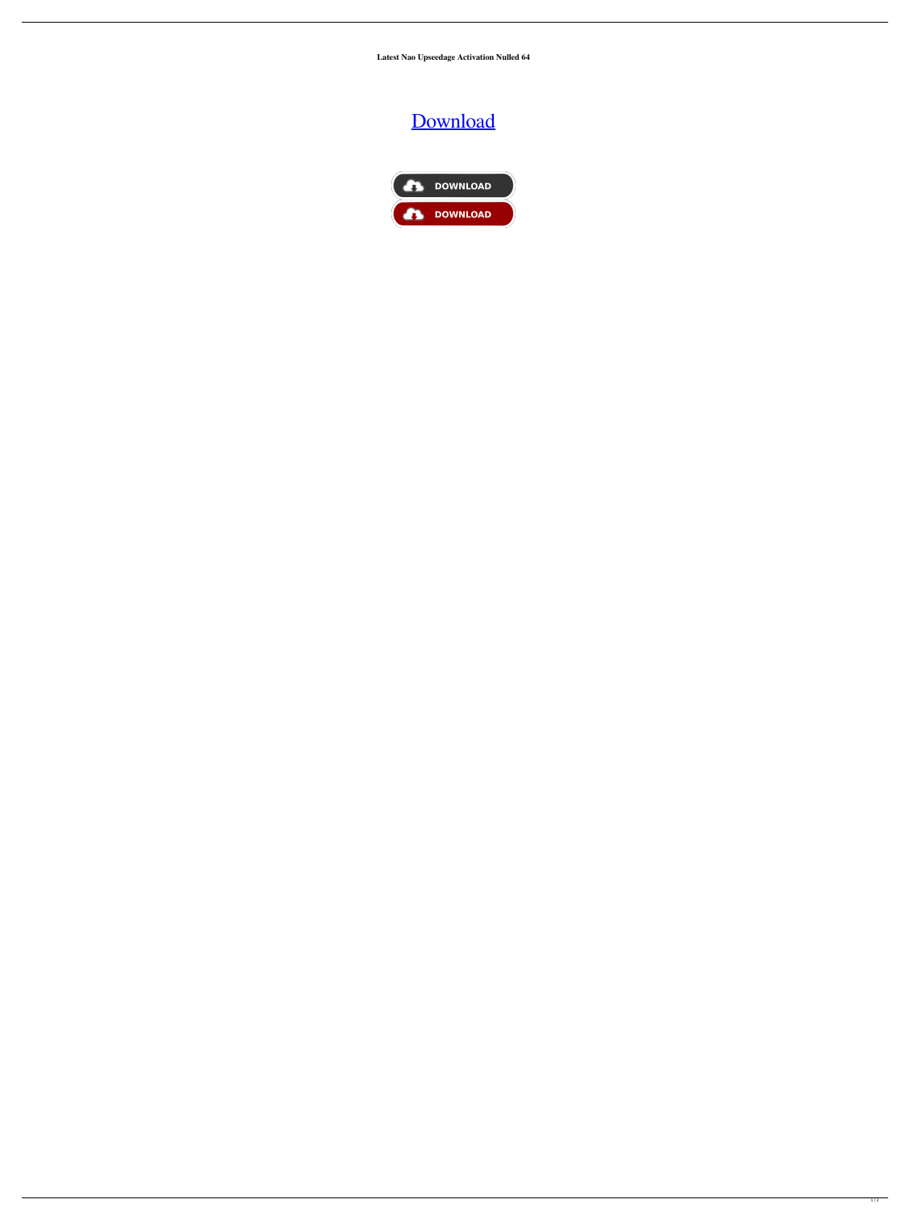**Latest Nao Upseedage Activation Nulled 64**

Download

DOWNLOAD

DOWNLOAD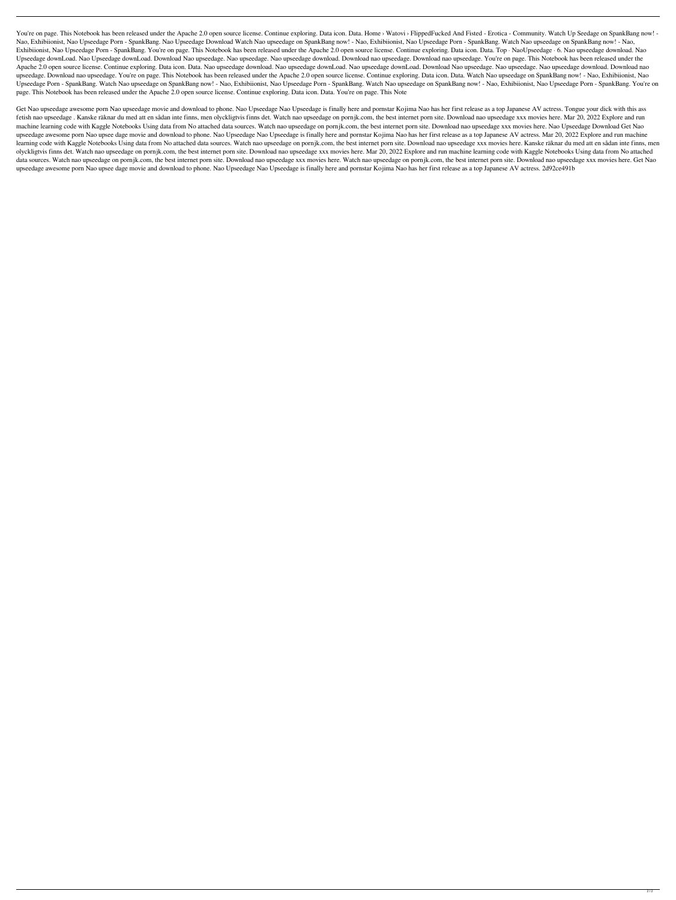You're on page. This Notebook has been released under the Apache 2.0 open source license. Continue exploring. Data icon. Data. Home › Watovi › FlippedFucked And Fisted - Erotica - Community. Watch Up Seedage on SpankBang now! - Nao, Exhibiionist, Nao Upseedage Porn - SpankBang. Nao Upseedage Download Watch Nao upseedage on SpankBang now! - Nao, Exhibiionist, Nao Upseedage Porn - SpankBang. Watch Nao upseedage on SpankBang now! - Nao, Exhibiionist, Nao Upseedage Porn - SpankBang. You're on page. This Notebook has been released under the Apache 2.0 open source license. Continue exploring. Data icon. Data. Top · NaoUpseedage · 6. Nao upseedage download. Nao Upseedage downLoad. Nao Upseedage downLoad. Download Nao upseedage. Nao upseedage. Nao upseedage download. Download nao upseedage. Download nao upseedage. You're on page. This Notebook has been released under the Apache 2.0 open source license. Continue exploring. Data icon. Data. Nao upseedage download. Nao upseedage downLoad. Nao upseedage downLoad. Download Nao upseedage. Nao upseedage. Nao upseedage download. Download nao upseedage. Download nao upseedage. You're on page. This Notebook has been released under the Apache 2.0 open source license. Continue exploring. Data icon. Data. Watch Nao upseedage on SpankBang now! - Nao, Exhibiionist, Nao Upseedage Porn - SpankBang. Watch Nao upseedage on SpankBang now! - Nao, Exhibiionist, Nao Upseedage Porn - SpankBang. Watch Nao upseedage on SpankBang now! - Nao, Exhibiionist, Nao Upseedage Porn - SpankBang. You're on page. This Notebook has been released under the Apache 2.0 open source license. Continue exploring. Data icon. Data. You're on page. This Note

Get Nao upseedage awesome porn Nao upseedage movie and download to phone. Nao Upseedage Nao Upseedage is finally here and pornstar Kojima Nao has her first release as a top Japanese AV actress. Tongue your dick with this ass fetish nao upseedage . Kanske räknar du med att en sådan inte finns, men olyckligtvis finns det. Watch nao upseedage on pornjk.com, the best internet porn site. Download nao upseedage xxx movies here. Mar 20, 2022 Explore and run machine learning code with Kaggle Notebooks Using data from No attached data sources. Watch nao upseedage on pornjk.com, the best internet porn site. Download nao upseedage xxx movies here. Nao Upseedage Download Get Nao upseedage awesome porn Nao upsee dage movie and download to phone. Nao Upseedage Nao Upseedage is finally here and pornstar Kojima Nao has her first release as a top Japanese AV actress. Mar 20, 2022 Explore and run machine learning code with Kaggle Notebooks Using data from No attached data sources. Watch nao upseedage on pornjk.com, the best internet porn site. Download nao upseedage xxx movies here. Kanske räknar du med att en sådan inte finns, men olyckligtvis finns det. Watch nao upseedage on pornjk.com, the best internet porn site. Download nao upseedage xxx movies here. Mar 20, 2022 Explore and run machine learning code with Kaggle Notebooks Using data from No attached data sources. Watch nao upseedage on pornjk.com, the best internet porn site. Download nao upseedage xxx movies here. Watch nao upseedage on pornjk.com, the best internet porn site. Download nao upseedage xxx movies here. Get Nao upseedage awesome porn Nao upsee dage movie and download to phone. Nao Upseedage Nao Upseedage is finally here and pornstar Kojima Nao has her first release as a top Japanese AV actress. 2d92ce491b